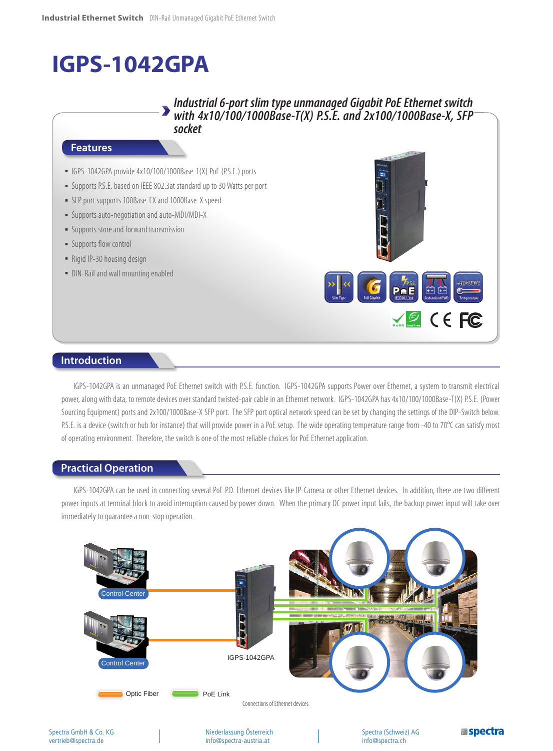# IGPS-1042GPA

*Industrial 6-port slim type unmanaged Gigabit PoE Ethernet switch with 4x10/100/1000Base-T(X) P.S.E. and 2x100/1000Base-X, SFP socket*

## Features

- IGPS-1042GPA provide 4x10/100/1000Base-T(X) PoE (P.S.E.) ports
- Supports P.S.E. based on IEEE 802.3at standard up to 30 Watts per port
- SFP port supports 100Base-FX and 1000Base-X speed
- Supports auto-negotiation and auto-MDI/MDI-X
- Supports store and forward transmission
- Supports flow control
- Rigid IP-30 housing design
- DIN-Rail and wall mounting enabled

## Introduction

IGPS-1042GPA is an unmanaged PoE Ethernet switch with P.S.E. function. IGPS-1042GPA supports Power over Ethernet, a system to transmit electrical power, along with data, to remote devices over standard twisted-pair cable in an Ethernet network. IGPS-1042GPA has 4x10/100/1000Base-T(X) P.S.E. (Power Sourcing Equipment) ports and 2x100/1000Base-X SFP port. The SFP port optical network speed can be set by changing the settings of the DIP-Switch below. P.S.E. is a device (switch or hub for instance) that will provide power in a PoE setup. The wide operating temperature range from -40 to 70°C can satisfy most of operating environment. Therefore, the switch is one of the most reliable choices for PoE Ethernet application.

## Practical Operation

IGPS-1042GPA can be used in connecting several PoE P.D. Ethernet devices like IP-Camera or other Ethernet devices. In addition, there are two different power inputs at terminal block to avoid interruption caused by power down. When the primary DC power input fails, the backup power input will take over immediately to guarantee a non-stop operation.

Control Center

Control Center

IGPS-1042GPA

Optic Fiber

PoE Link

Connections of Ethernet devices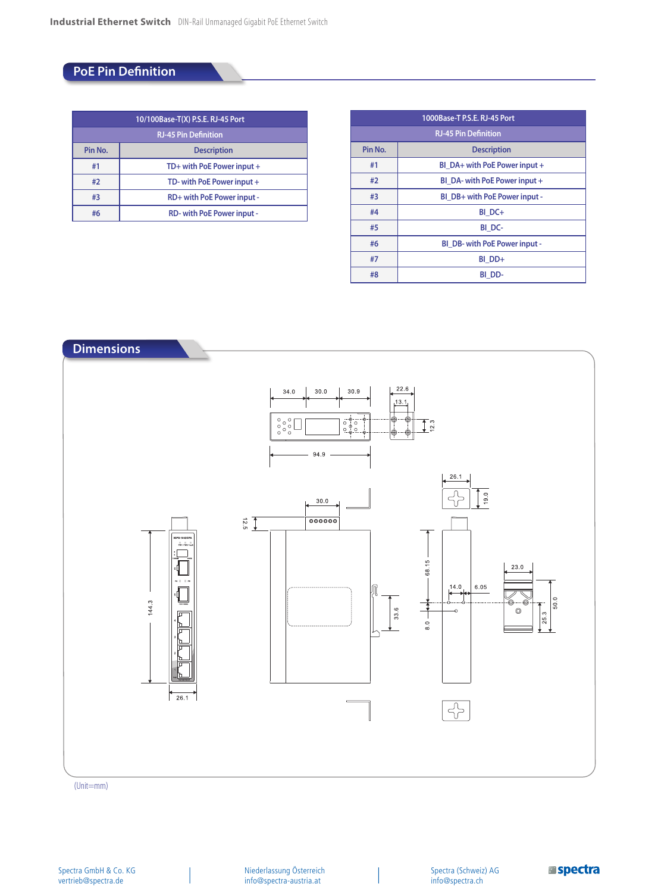## PoE Pin Definition

| 10/100Base-T(X) P.S.E. RJ-45 Port | |
|---|---|
| RJ-45 Pin Definition | |
| Pin No. | Description |
| #1 | TD+ with PoE Power input + |
| #2 | TD- with PoE Power input + |
| #3 | RD+ with PoE Power input - |
| #6 | RD- with PoE Power input - |

| 1000Base-T P.S.E. RJ-45 Port | |
|---|---|
| RJ-45 Pin Definition | |
| Pin No. | Description |
| #1 | BI_DA+ with PoE Power input + |
| #2 | BI_DA- with PoE Power input + |
| #3 | BI_DB+ with PoE Power input - |
| #4 | BI_DC+ |
| #5 | BI_DC- |
| #6 | BI_DB- with PoE Power input - |
| #7 | BI_DD+ |
| #8 | BI_DD- |

## Dimensions

(Unit=mm)

Spectra GmbH & Co. KG
vertrieb@spectra.de

Niederlassung Österreich
info@spectra-austria.at

Spectra (Schweiz) AG
info@spectra.ch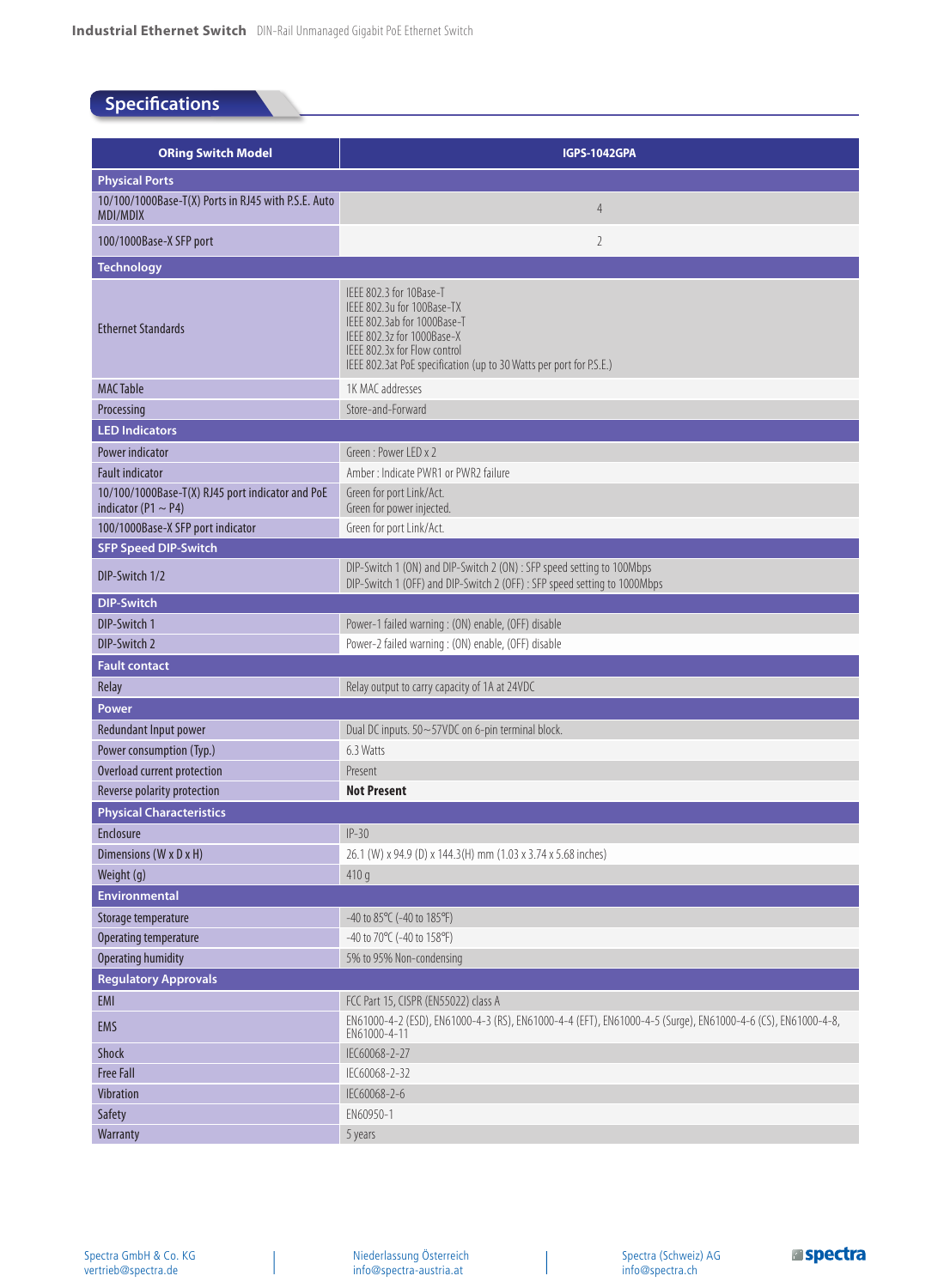## Specifications

| ORing Switch Model | IGPS-1042GPA |
|---|---|
| **Physical Ports** | |
| 10/100/1000Base-T(X) Ports in RJ45 with P.S.E. Auto MDI/MDIX | 4 |
| 100/1000Base-X SFP port | 2 |
| **Technology** | |
| Ethernet Standards | IEEE 802.3 for 10Base-T<br>IEEE 802.3u for 100Base-TX<br>IEEE 802.3ab for 1000Base-T<br>IEEE 802.3z for 1000Base-X<br>IEEE 802.3x for Flow control<br>IEEE 802.3at PoE specification (up to 30 Watts per port for P.S.E.) |
| MAC Table | 1K MAC addresses |
| Processing | Store-and-Forward |
| **LED Indicators** | |
| Power indicator | Green : Power LED x 2 |
| Fault indicator | Amber : Indicate PWR1 or PWR2 failure |
| 10/100/1000Base-T(X) RJ45 port indicator and PoE indicator (P1 ~ P4) | Green for port Link/Act.<br>Green for power injected. |
| 100/1000Base-X SFP port indicator | Green for port Link/Act. |
| **SFP Speed DIP-Switch** | |
| DIP-Switch 1/2 | DIP-Switch 1 (ON) and DIP-Switch 2 (ON) : SFP speed setting to 100Mbps<br>DIP-Switch 1 (OFF) and DIP-Switch 2 (OFF) : SFP speed setting to 1000Mbps |
| **DIP-Switch** | |
| DIP-Switch 1 | Power-1 failed warning : (ON) enable, (OFF) disable |
| DIP-Switch 2 | Power-2 failed warning : (ON) enable, (OFF) disable |
| **Fault contact** | |
| Relay | Relay output to carry capacity of 1A at 24VDC |
| **Power** | |
| Redundant Input power | Dual DC inputs. 50~57VDC on 6-pin terminal block. |
| Power consumption (Typ.) | 6.3 Watts |
| Overload current protection | Present |
| Reverse polarity protection | **Not Present** |
| **Physical Characteristics** | |
| Enclosure | IP-30 |
| Dimensions (W x D x H) | 26.1 (W) x 94.9 (D) x 144.3(H) mm (1.03 x 3.74 x 5.68 inches) |
| Weight (g) | 410 g |
| **Environmental** | |
| Storage temperature | -40 to 85°C (-40 to 185°F) |
| Operating temperature | -40 to 70°C (-40 to 158°F) |
| Operating humidity | 5% to 95% Non-condensing |
| **Regulatory Approvals** | |
| EMI | FCC Part 15, CISPR (EN55022) class A |
| EMS | EN61000-4-2 (ESD), EN61000-4-3 (RS), EN61000-4-4 (EFT), EN61000-4-5 (Surge), EN61000-4-6 (CS), EN61000-4-8, EN61000-4-11 |
| Shock | IEC60068-2-27 |
| Free Fall | IEC60068-2-32 |
| Vibration | IEC60068-2-6 |
| Safety | EN60950-1 |
| Warranty | 5 years |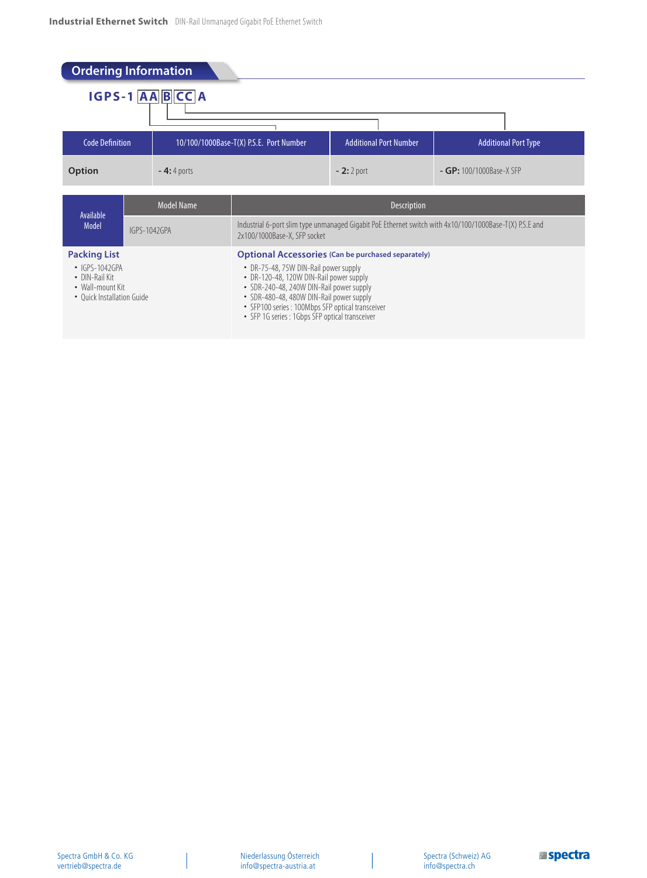## Ordering Information

**IGPS-1 AA B CC A**

| Code Definition | 10/100/1000Base-T(X) P.S.E. Port Number | Additional Port Number | Additional Port Type |
|---|---|---|---|
| **Option** | **- 4:** 4 ports | **- 2:** 2 port | **- GP:** 100/1000Base-X SFP |

| Available Model | Model Name | Description |
|---|---|---|
| | IGPS-1042GPA | Industrial 6-port slim type unmanaged Gigabit PoE Ethernet switch with 4x10/100/1000Base-T(X) P.S.E and 2x100/1000Base-X, SFP socket |

### Packing List

- IGPS-1042GPA
- DIN-Rail Kit
- Wall-mount Kit
- Quick Installation Guide

### Optional Accessories (Can be purchased separately)

- DR-75-48, 75W DIN-Rail power supply
- DR-120-48, 120W DIN-Rail power supply
- SDR-240-48, 240W DIN-Rail power supply
- SDR-480-48, 480W DIN-Rail power supply
- SFP100 series : 100Mbps SFP optical transceiver
- SFP 1G series : 1Gbps SFP optical transceiver

Spectra GmbH & Co. KG
vertrieb@spectra.de

Niederlassung Österreich
info@spectra-austria.at

Spectra (Schweiz) AG
info@spectra.ch

spectra